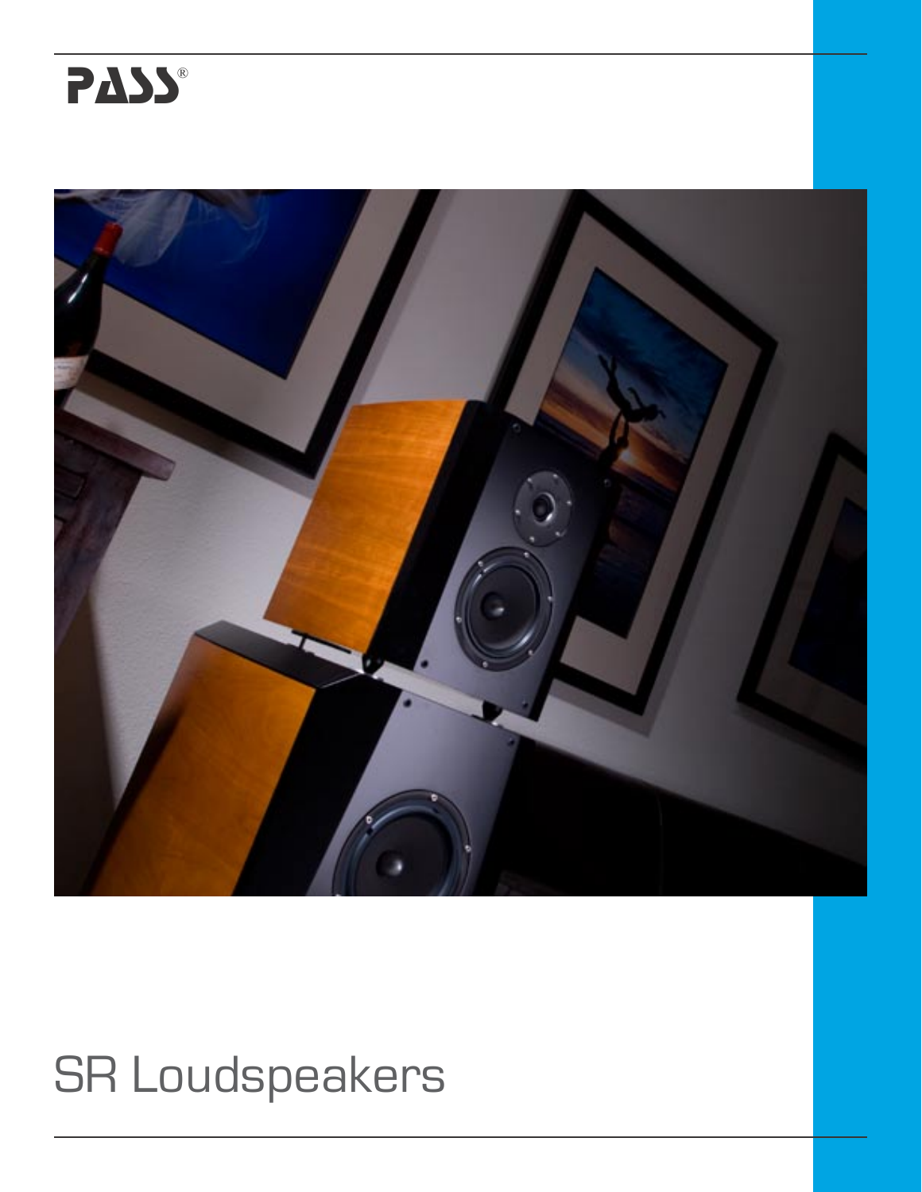PASS®

# SR Loudspeakers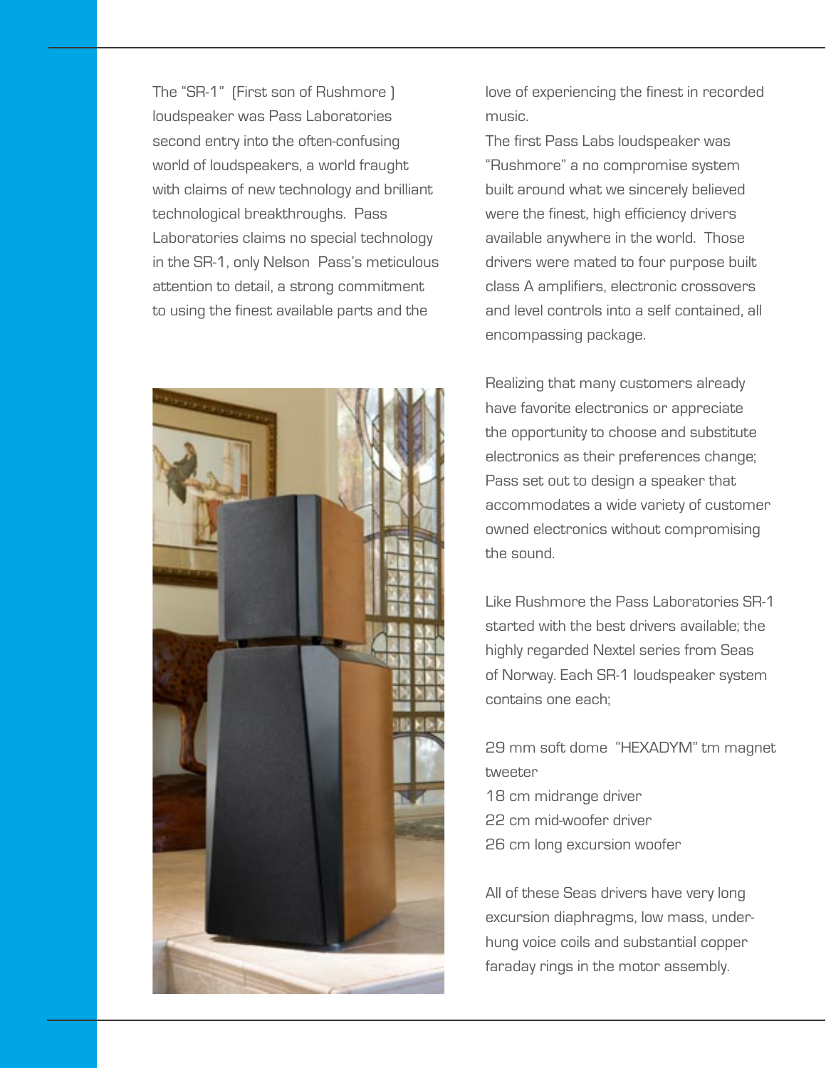The "SR-1" (First son of Rushmore ) loudspeaker was Pass Laboratories second entry into the often-confusing world of loudspeakers, a world fraught with claims of new technology and brilliant technological breakthroughs. Pass Laboratories claims no special technology in the SR-1, only Nelson Pass's meticulous attention to detail, a strong commitment to using the finest available parts and the love of experiencing the finest in recorded music.

The first Pass Labs loudspeaker was "Rushmore" a no compromise system built around what we sincerely believed were the finest, high efficiency drivers available anywhere in the world. Those drivers were mated to four purpose built class A amplifiers, electronic crossovers and level controls into a self contained, all encompassing package.

Realizing that many customers already have favorite electronics or appreciate the opportunity to choose and substitute electronics as their preferences change; Pass set out to design a speaker that accommodates a wide variety of customer owned electronics without compromising the sound.

Like Rushmore the Pass Laboratories SR-1 started with the best drivers available; the highly regarded Nextel series from Seas of Norway. Each SR-1 loudspeaker system contains one each;

29 mm soft dome "HEXADYM" tm magnet tweeter
18 cm midrange driver
22 cm mid-woofer driver
26 cm long excursion woofer

All of these Seas drivers have very long excursion diaphragms, low mass, under-hung voice coils and substantial copper faraday rings in the motor assembly.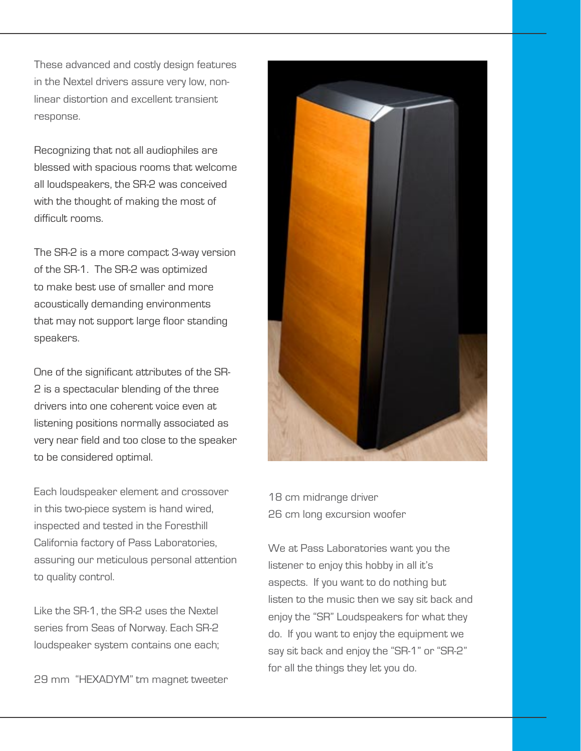These advanced and costly design features in the Nextel drivers assure very low, non-linear distortion and excellent transient response.

Recognizing that not all audiophiles are blessed with spacious rooms that welcome all loudspeakers, the SR-2 was conceived with the thought of making the most of difficult rooms.

The SR-2 is a more compact 3-way version of the SR-1. The SR-2 was optimized to make best use of smaller and more acoustically demanding environments that may not support large floor standing speakers.

One of the significant attributes of the SR-2 is a spectacular blending of the three drivers into one coherent voice even at listening positions normally associated as very near field and too close to the speaker to be considered optimal.

Each loudspeaker element and crossover in this two-piece system is hand wired, inspected and tested in the Foresthill California factory of Pass Laboratories, assuring our meticulous personal attention to quality control.

Like the SR-1, the SR-2 uses the Nextel series from Seas of Norway. Each SR-2 loudspeaker system contains one each;

29 mm "HEXADYM" tm magnet tweeter
18 cm midrange driver
26 cm long excursion woofer

We at Pass Laboratories want you the listener to enjoy this hobby in all it's aspects. If you want to do nothing but listen to the music then we say sit back and enjoy the "SR" Loudspeakers for what they do. If you want to enjoy the equipment we say sit back and enjoy the "SR-1" or "SR-2" for all the things they let you do.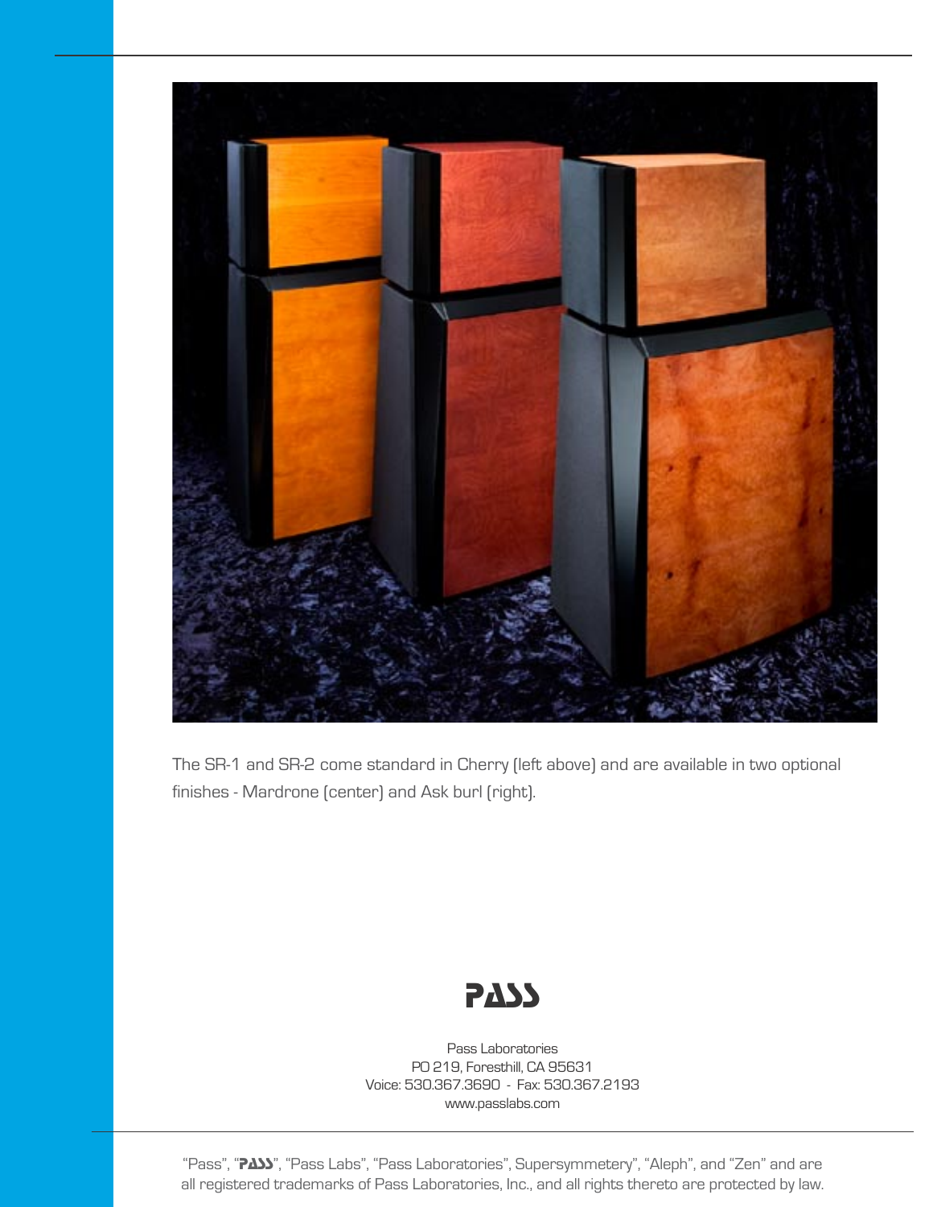The SR-1 and SR-2 come standard in Cherry (left above) and are available in two optional finishes - Mardrone (center) and Ask burl (right).

PASS

Pass Laboratories
PO 219, Foresthill, CA 95631
Voice: 530.367.3690 - Fax: 530.367.2193
www.passlabs.com

"Pass", "PASS", "Pass Labs", "Pass Laboratories", Supersymmetery", "Aleph", and "Zen" and are all registered trademarks of Pass Laboratories, Inc., and all rights thereto are protected by law.